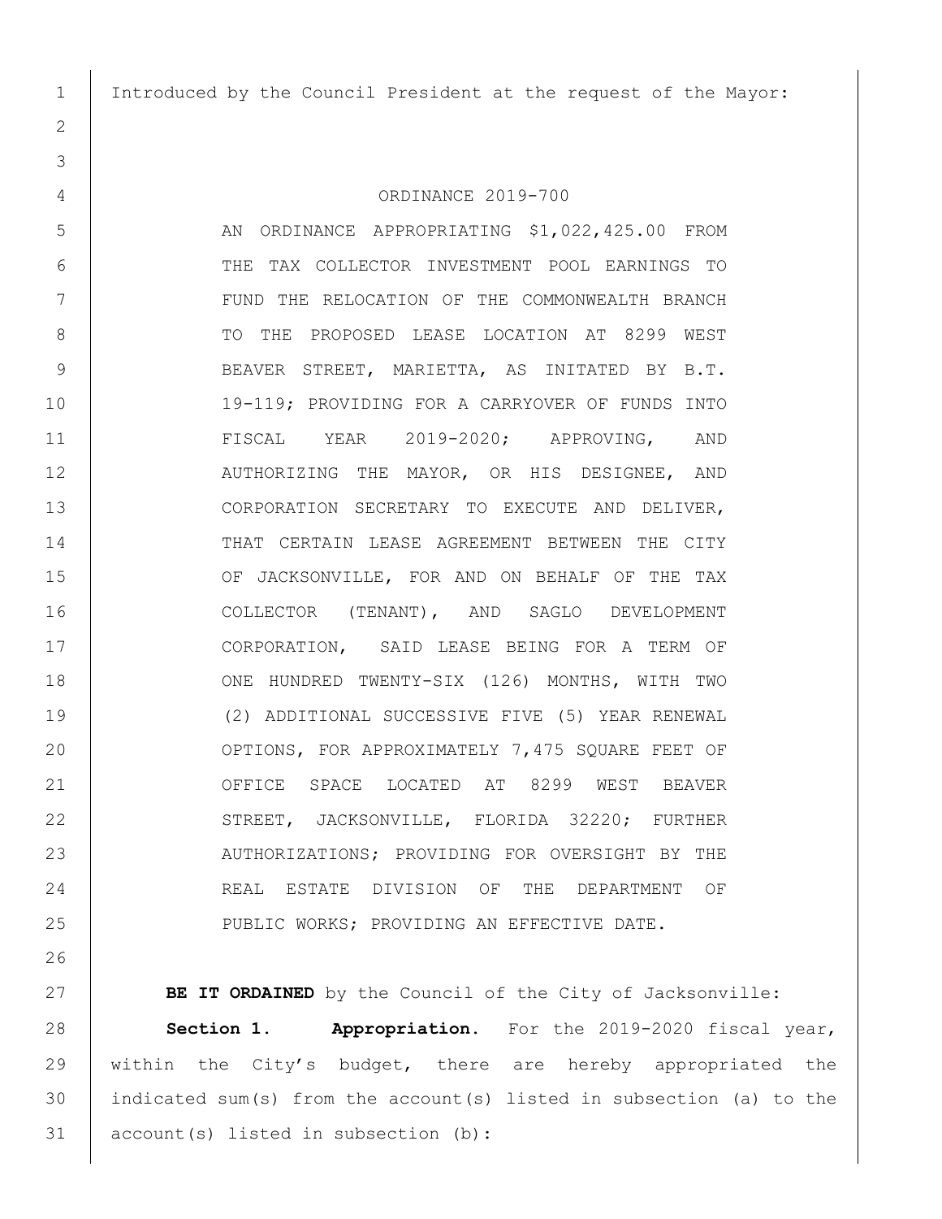Introduced by the Council President at the request of the Mayor:

# ORDINANCE 2019-700

AN ORDINANCE APPROPRIATING $1,022,425.00 FROM THE TAX COLLECTOR INVESTMENT POOL EARNINGS TO FUND THE RELOCATION OF THE COMMONWEALTH BRANCH TO THE PROPOSED LEASE LOCATION AT 8299 WEST BEAVER STREET, MARIETTA, AS INITATED BY B.T. 19-119; PROVIDING FOR A CARRYOVER OF FUNDS INTO FISCAL YEAR 2019-2020; APPROVING, AND AUTHORIZING THE MAYOR, OR HIS DESIGNEE, AND CORPORATION SECRETARY TO EXECUTE AND DELIVER, THAT CERTAIN LEASE AGREEMENT BETWEEN THE CITY OF JACKSONVILLE, FOR AND ON BEHALF OF THE TAX COLLECTOR (TENANT), AND SAGLO DEVELOPMENT CORPORATION, SAID LEASE BEING FOR A TERM OF ONE HUNDRED TWENTY-SIX (126) MONTHS, WITH TWO (2) ADDITIONAL SUCCESSIVE FIVE (5) YEAR RENEWAL OPTIONS, FOR APPROXIMATELY 7,475 SQUARE FEET OF OFFICE SPACE LOCATED AT 8299 WEST BEAVER STREET, JACKSONVILLE, FLORIDA 32220; FURTHER AUTHORIZATIONS; PROVIDING FOR OVERSIGHT BY THE REAL ESTATE DIVISION OF THE DEPARTMENT OF PUBLIC WORKS; PROVIDING AN EFFECTIVE DATE.

**BE IT ORDAINED** by the Council of the City of Jacksonville:

**Section 1. Appropriation.** For the 2019-2020 fiscal year, within the City's budget, there are hereby appropriated the indicated sum(s) from the account(s) listed in subsection (a) to the account(s) listed in subsection (b):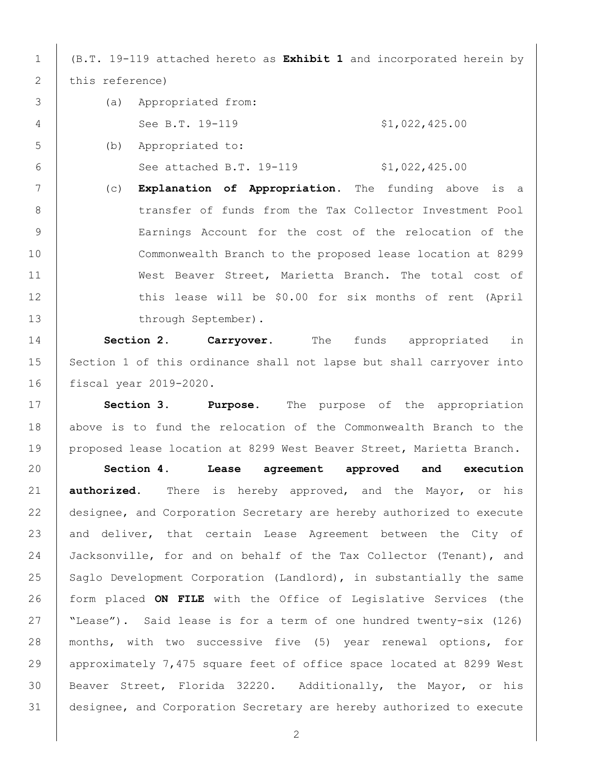(B.T. 19-119 attached hereto as **Exhibit 1** and incorporated herein by this reference)

(a) Appropriated from:

See B.T. 19-119 $1,022,425.00

(b) Appropriated to:

See attached B.T. 19-119 $1,022,425.00

(c) **Explanation of Appropriation.** The funding above is a transfer of funds from the Tax Collector Investment Pool Earnings Account for the cost of the relocation of the Commonwealth Branch to the proposed lease location at 8299 West Beaver Street, Marietta Branch. The total cost of this lease will be $0.00 for six months of rent (April through September).

**Section 2. Carryover.** The funds appropriated in Section 1 of this ordinance shall not lapse but shall carryover into fiscal year 2019-2020.

**Section 3. Purpose.** The purpose of the appropriation above is to fund the relocation of the Commonwealth Branch to the proposed lease location at 8299 West Beaver Street, Marietta Branch.

**Section 4. Lease agreement approved and execution authorized.** There is hereby approved, and the Mayor, or his designee, and Corporation Secretary are hereby authorized to execute and deliver, that certain Lease Agreement between the City of Jacksonville, for and on behalf of the Tax Collector (Tenant), and Saglo Development Corporation (Landlord), in substantially the same form placed **ON FILE** with the Office of Legislative Services (the "Lease"). Said lease is for a term of one hundred twenty-six (126) months, with two successive five (5) year renewal options, for approximately 7,475 square feet of office space located at 8299 West Beaver Street, Florida 32220. Additionally, the Mayor, or his designee, and Corporation Secretary are hereby authorized to execute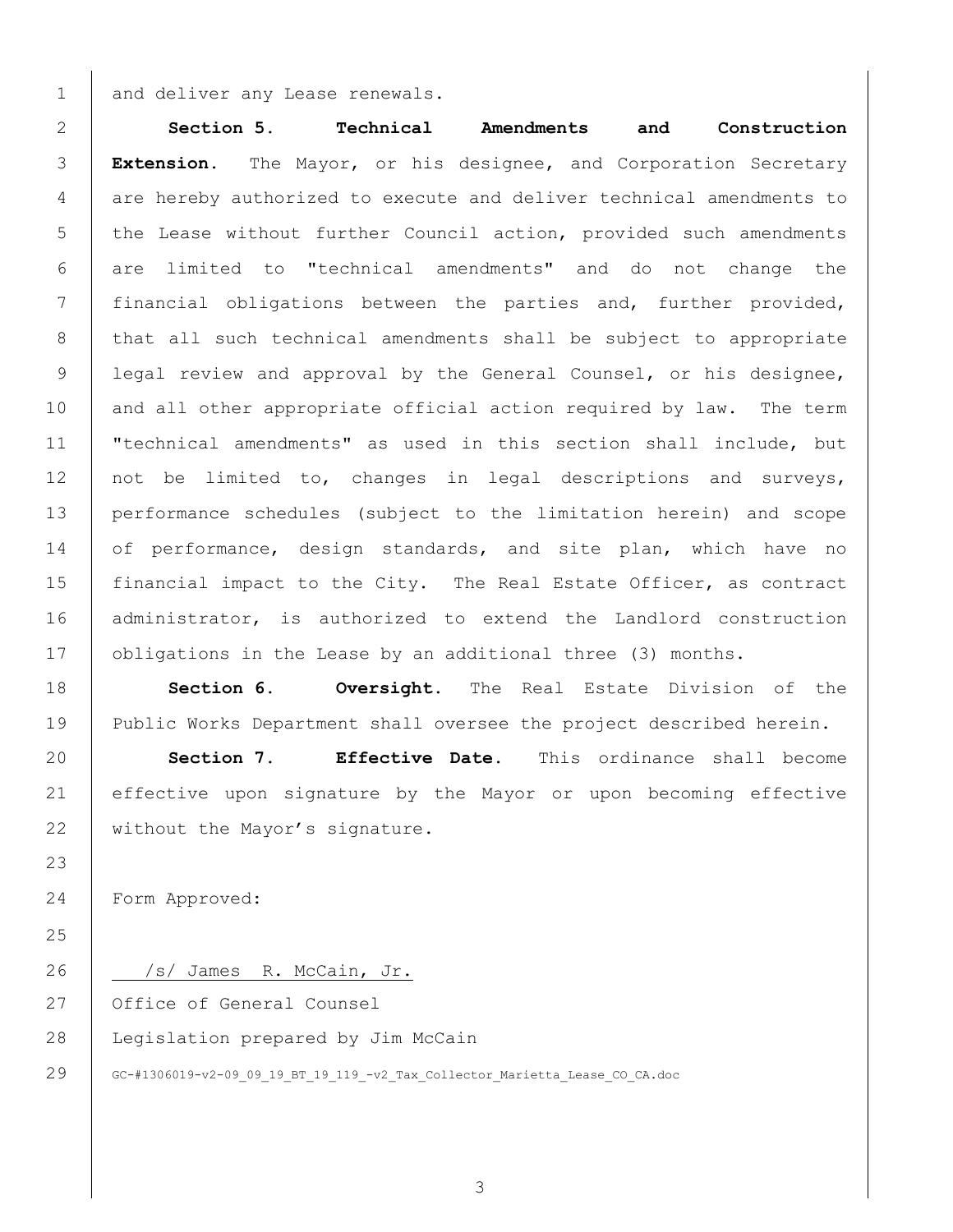and deliver any Lease renewals.

**Section 5. Technical Amendments and Construction Extension.** The Mayor, or his designee, and Corporation Secretary are hereby authorized to execute and deliver technical amendments to the Lease without further Council action, provided such amendments are limited to "technical amendments" and do not change the financial obligations between the parties and, further provided, that all such technical amendments shall be subject to appropriate legal review and approval by the General Counsel, or his designee, and all other appropriate official action required by law. The term "technical amendments" as used in this section shall include, but not be limited to, changes in legal descriptions and surveys, performance schedules (subject to the limitation herein) and scope of performance, design standards, and site plan, which have no financial impact to the City. The Real Estate Officer, as contract administrator, is authorized to extend the Landlord construction obligations in the Lease by an additional three (3) months.

**Section 6. Oversight.** The Real Estate Division of the Public Works Department shall oversee the project described herein.

**Section 7. Effective Date.** This ordinance shall become effective upon signature by the Mayor or upon becoming effective without the Mayor's signature.

Form Approved:

/s/ James R. McCain, Jr.

Office of General Counsel

Legislation prepared by Jim McCain

GC-#1306019-v2-09_09_19_BT_19_119_-v2_Tax_Collector_Marietta_Lease_CO_CA.doc